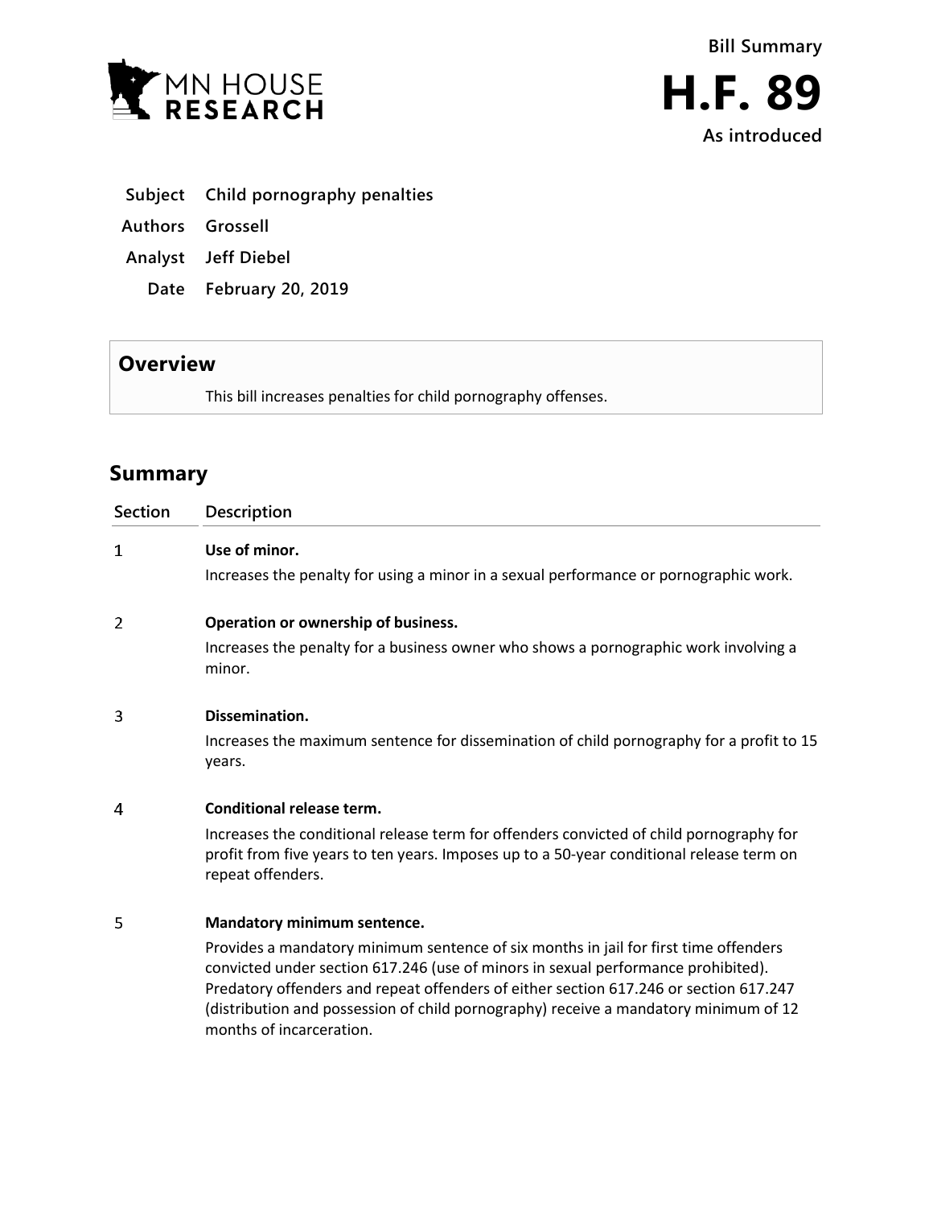MN HOUSE RESEARCH

**Bill Summary**

# H.F. 89

**As introduced**

| | |
|---|---|
| **Subject** | **Child pornography penalties** |
| **Authors** | **Grossell** |
| **Analyst** | **Jeff Diebel** |
| **Date** | **February 20, 2019** |

## Overview

This bill increases penalties for child pornography offenses.

## Summary

| Section | Description |
|---|---|
| 1 | **Use of minor.**<br>Increases the penalty for using a minor in a sexual performance or pornographic work. |
| 2 | **Operation or ownership of business.**<br>Increases the penalty for a business owner who shows a pornographic work involving a minor. |
| 3 | **Dissemination.**<br>Increases the maximum sentence for dissemination of child pornography for a profit to 15 years. |
| 4 | **Conditional release term.**<br>Increases the conditional release term for offenders convicted of child pornography for profit from five years to ten years. Imposes up to a 50-year conditional release term on repeat offenders. |
| 5 | **Mandatory minimum sentence.**<br>Provides a mandatory minimum sentence of six months in jail for first time offenders convicted under section 617.246 (use of minors in sexual performance prohibited). Predatory offenders and repeat offenders of either section 617.246 or section 617.247 (distribution and possession of child pornography) receive a mandatory minimum of 12 months of incarceration. |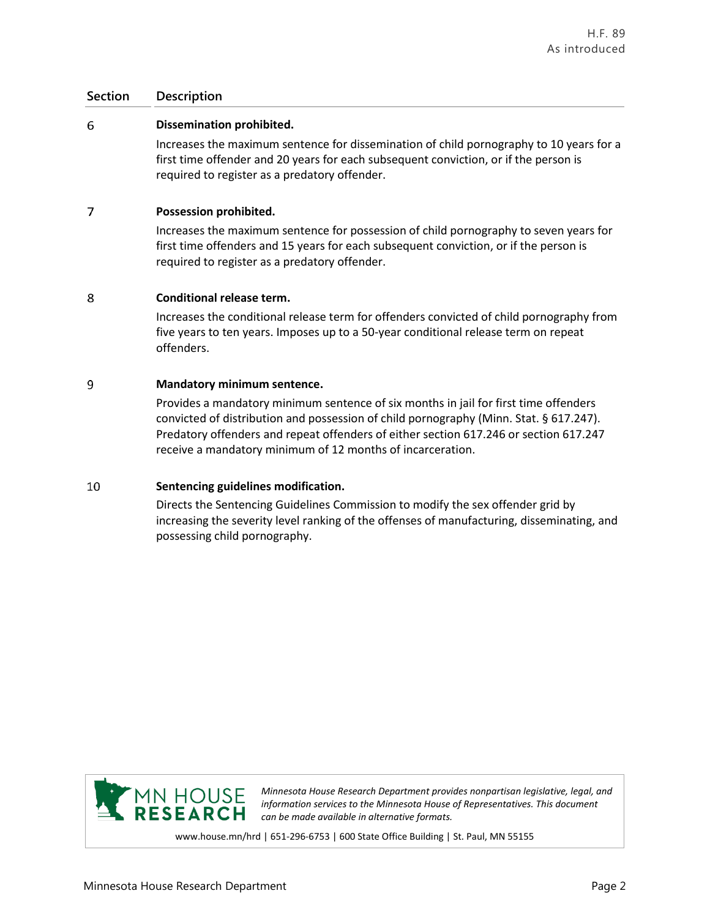| Section | Description |
|---|---|
| 6 | **Dissemination prohibited.**<br>Increases the maximum sentence for dissemination of child pornography to 10 years for a first time offender and 20 years for each subsequent conviction, or if the person is required to register as a predatory offender. |
| 7 | **Possession prohibited.**<br>Increases the maximum sentence for possession of child pornography to seven years for first time offenders and 15 years for each subsequent conviction, or if the person is required to register as a predatory offender. |
| 8 | **Conditional release term.**<br>Increases the conditional release term for offenders convicted of child pornography from five years to ten years. Imposes up to a 50-year conditional release term on repeat offenders. |
| 9 | **Mandatory minimum sentence.**<br>Provides a mandatory minimum sentence of six months in jail for first time offenders convicted of distribution and possession of child pornography (Minn. Stat. § 617.247). Predatory offenders and repeat offenders of either section 617.246 or section 617.247 receive a mandatory minimum of 12 months of incarceration. |
| 10 | **Sentencing guidelines modification.**<br>Directs the Sentencing Guidelines Commission to modify the sex offender grid by increasing the severity level ranking of the offenses of manufacturing, disseminating, and possessing child pornography. |

MN HOUSE RESEARCH

*Minnesota House Research Department provides nonpartisan legislative, legal, and information services to the Minnesota House of Representatives. This document can be made available in alternative formats.*

www.house.mn/hrd | 651-296-6753 | 600 State Office Building | St. Paul, MN 55155